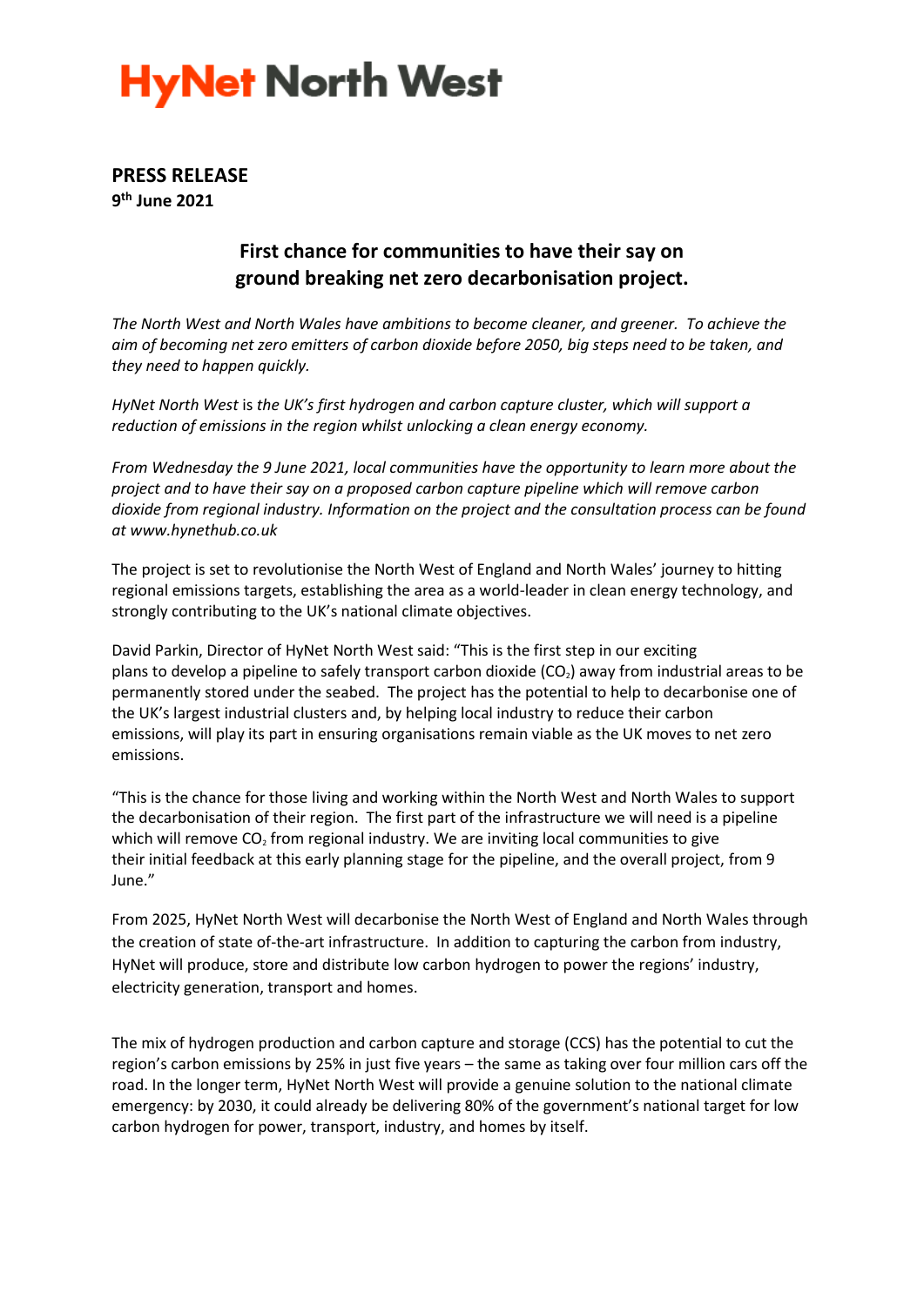# HyNet North West

**PRESS RELEASE**
**9th June 2021**

## First chance for communities to have their say on ground breaking net zero decarbonisation project.

*The North West and North Wales have ambitions to become cleaner, and greener. To achieve the aim of becoming net zero emitters of carbon dioxide before 2050, big steps need to be taken, and they need to happen quickly.*

*HyNet North West* is *the UK's first hydrogen and carbon capture cluster, which will support a reduction of emissions in the region whilst unlocking a clean energy economy.*

*From Wednesday the 9 June 2021, local communities have the opportunity to learn more about the project and to have their say on a proposed carbon capture pipeline which will remove carbon dioxide from regional industry. Information on the project and the consultation process can be found at www.hynethub.co.uk*

The project is set to revolutionise the North West of England and North Wales' journey to hitting regional emissions targets, establishing the area as a world-leader in clean energy technology, and strongly contributing to the UK's national climate objectives.

David Parkin, Director of HyNet North West said: "This is the first step in our exciting plans to develop a pipeline to safely transport carbon dioxide ($CO_2$) away from industrial areas to be permanently stored under the seabed. The project has the potential to help to decarbonise one of the UK's largest industrial clusters and, by helping local industry to reduce their carbon emissions, will play its part in ensuring organisations remain viable as the UK moves to net zero emissions.

"This is the chance for those living and working within the North West and North Wales to support the decarbonisation of their region. The first part of the infrastructure we will need is a pipeline which will remove $CO_2$ from regional industry. We are inviting local communities to give their initial feedback at this early planning stage for the pipeline, and the overall project, from 9 June."

From 2025, HyNet North West will decarbonise the North West of England and North Wales through the creation of state of-the-art infrastructure. In addition to capturing the carbon from industry, HyNet will produce, store and distribute low carbon hydrogen to power the regions' industry, electricity generation, transport and homes.

The mix of hydrogen production and carbon capture and storage (CCS) has the potential to cut the region's carbon emissions by 25% in just five years – the same as taking over four million cars off the road. In the longer term, HyNet North West will provide a genuine solution to the national climate emergency: by 2030, it could already be delivering 80% of the government's national target for low carbon hydrogen for power, transport, industry, and homes by itself.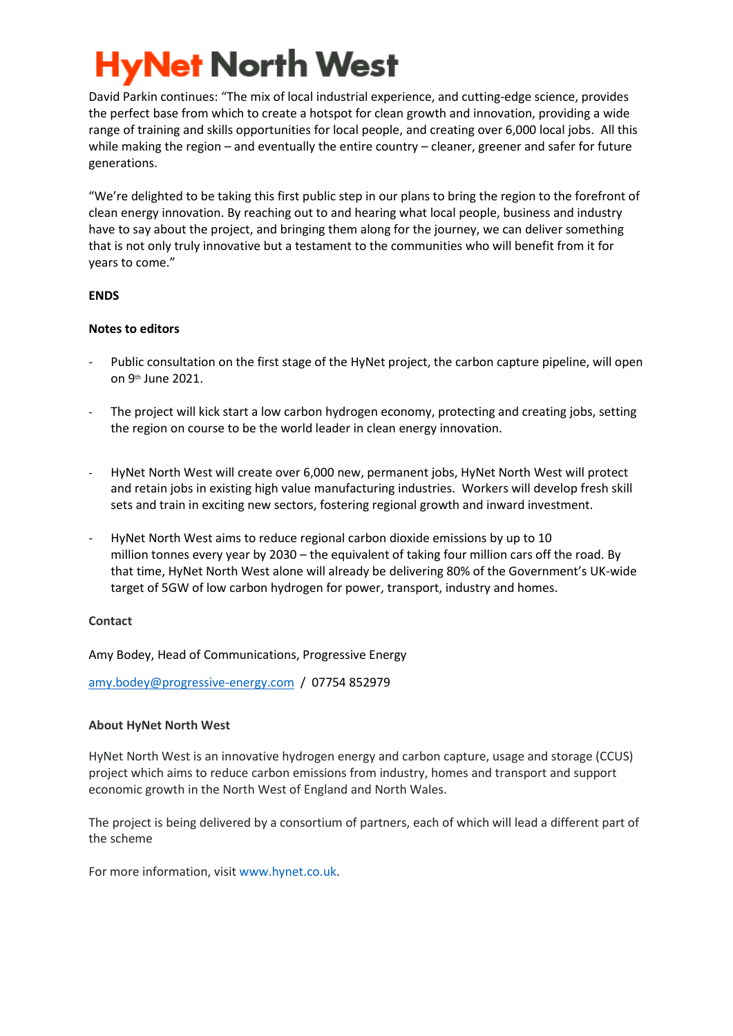# HyNet North West

David Parkin continues: "The mix of local industrial experience, and cutting-edge science, provides the perfect base from which to create a hotspot for clean growth and innovation, providing a wide range of training and skills opportunities for local people, and creating over 6,000 local jobs. All this while making the region – and eventually the entire country – cleaner, greener and safer for future generations.

"We're delighted to be taking this first public step in our plans to bring the region to the forefront of clean energy innovation. By reaching out to and hearing what local people, business and industry have to say about the project, and bringing them along for the journey, we can deliver something that is not only truly innovative but a testament to the communities who will benefit from it for years to come."

**ENDS**

**Notes to editors**

- Public consultation on the first stage of the HyNet project, the carbon capture pipeline, will open on 9th June 2021.

- The project will kick start a low carbon hydrogen economy, protecting and creating jobs, setting the region on course to be the world leader in clean energy innovation.

- HyNet North West will create over 6,000 new, permanent jobs, HyNet North West will protect and retain jobs in existing high value manufacturing industries. Workers will develop fresh skill sets and train in exciting new sectors, fostering regional growth and inward investment.

- HyNet North West aims to reduce regional carbon dioxide emissions by up to 10 million tonnes every year by 2030 – the equivalent of taking four million cars off the road. By that time, HyNet North West alone will already be delivering 80% of the Government's UK-wide target of 5GW of low carbon hydrogen for power, transport, industry and homes.

**Contact**

Amy Bodey, Head of Communications, Progressive Energy

amy.bodey@progressive-energy.com / 07754 852979

**About HyNet North West**

HyNet North West is an innovative hydrogen energy and carbon capture, usage and storage (CCUS) project which aims to reduce carbon emissions from industry, homes and transport and support economic growth in the North West of England and North Wales.

The project is being delivered by a consortium of partners, each of which will lead a different part of the scheme

For more information, visit www.hynet.co.uk.